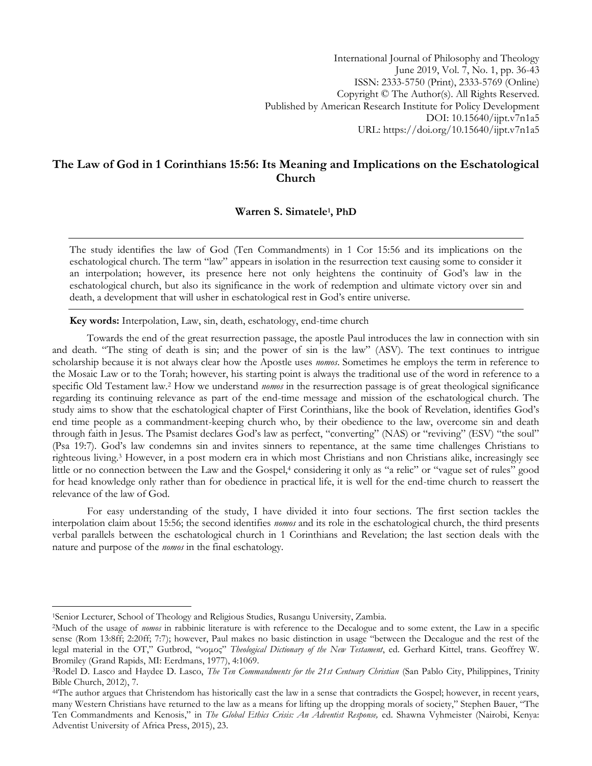International Journal of Philosophy and Theology
June 2019, Vol. 7, No. 1, pp. 36-43
ISSN: 2333-5750 (Print), 2333-5769 (Online)
Copyright © The Author(s). All Rights Reserved.
Published by American Research Institute for Policy Development
DOI: 10.15640/ijpt.v7n1a5
URL: https://doi.org/10.15640/ijpt.v7n1a5

# The Law of God in 1 Corinthians 15:56: Its Meaning and Implications on the Eschatological Church

**Warren S. Simatele[1], PhD**

---

The study identifies the law of God (Ten Commandments) in 1 Cor 15:56 and its implications on the eschatological church. The term "law" appears in isolation in the resurrection text causing some to consider it an interpolation; however, its presence here not only heightens the continuity of God's law in the eschatological church, but also its significance in the work of redemption and ultimate victory over sin and death, a development that will usher in eschatological rest in God's entire universe.

---

**Key words:** Interpolation, Law, sin, death, eschatology, end-time church

Towards the end of the great resurrection passage, the apostle Paul introduces the law in connection with sin and death. "The sting of death is sin; and the power of sin is the law" (ASV). The text continues to intrigue scholarship because it is not always clear how the Apostle uses *nomos*. Sometimes he employs the term in reference to the Mosaic Law or to the Torah; however, his starting point is always the traditional use of the word in reference to a specific Old Testament law.[2] How we understand *nomos* in the resurrection passage is of great theological significance regarding its continuing relevance as part of the end-time message and mission of the eschatological church. The study aims to show that the eschatological chapter of First Corinthians, like the book of Revelation, identifies God's end time people as a commandment-keeping church who, by their obedience to the law, overcome sin and death through faith in Jesus. The Psamist declares God's law as perfect, "converting" (NAS) or "reviving" (ESV) "the soul" (Psa 19:7). God's law condemns sin and invites sinners to repentance, at the same time challenges Christians to righteous living.[3] However, in a post modern era in which most Christians and non Christians alike, increasingly see little or no connection between the Law and the Gospel,[4] considering it only as "a relic" or "vague set of rules" good for head knowledge only rather than for obedience in practical life, it is well for the end-time church to reassert the relevance of the law of God.

For easy understanding of the study, I have divided it into four sections. The first section tackles the interpolation claim about 15:56; the second identifies *nomos* and its role in the eschatological church, the third presents verbal parallels between the eschatological church in 1 Corinthians and Revelation; the last section deals with the nature and purpose of the *nomos* in the final eschatology.

---

[1]Senior Lecturer, School of Theology and Religious Studies, Rusangu University, Zambia.

[2]Much of the usage of *nomos* in rabbinic literature is with reference to the Decalogue and to some extent, the Law in a specific sense (Rom 13:8ff; 2:20ff; 7:7); however, Paul makes no basic distinction in usage "between the Decalogue and the rest of the legal material in the OT," Gutbrod, "νομος" *Theological Dictionary of the New Testament*, ed. Gerhard Kittel, trans. Geoffrey W. Bromiley (Grand Rapids, MI: Eerdmans, 1977), 4:1069.

[3]Rodel D. Lasco and Haydee D. Lasco, *The Ten Commandments for the 21st Centuary Christian* (San Pablo City, Philippines, Trinity Bible Church, 2012), 7.

[4]"The author argues that Christendom has historically cast the law in a sense that contradicts the Gospel; however, in recent years, many Western Christians have returned to the law as a means for lifting up the dropping morals of society," Stephen Bauer, "The Ten Commandments and Kenosis," in *The Global Ethics Crisis: An Adventist Response,* ed. Shawna Vyhmeister (Nairobi, Kenya: Adventist University of Africa Press, 2015), 23.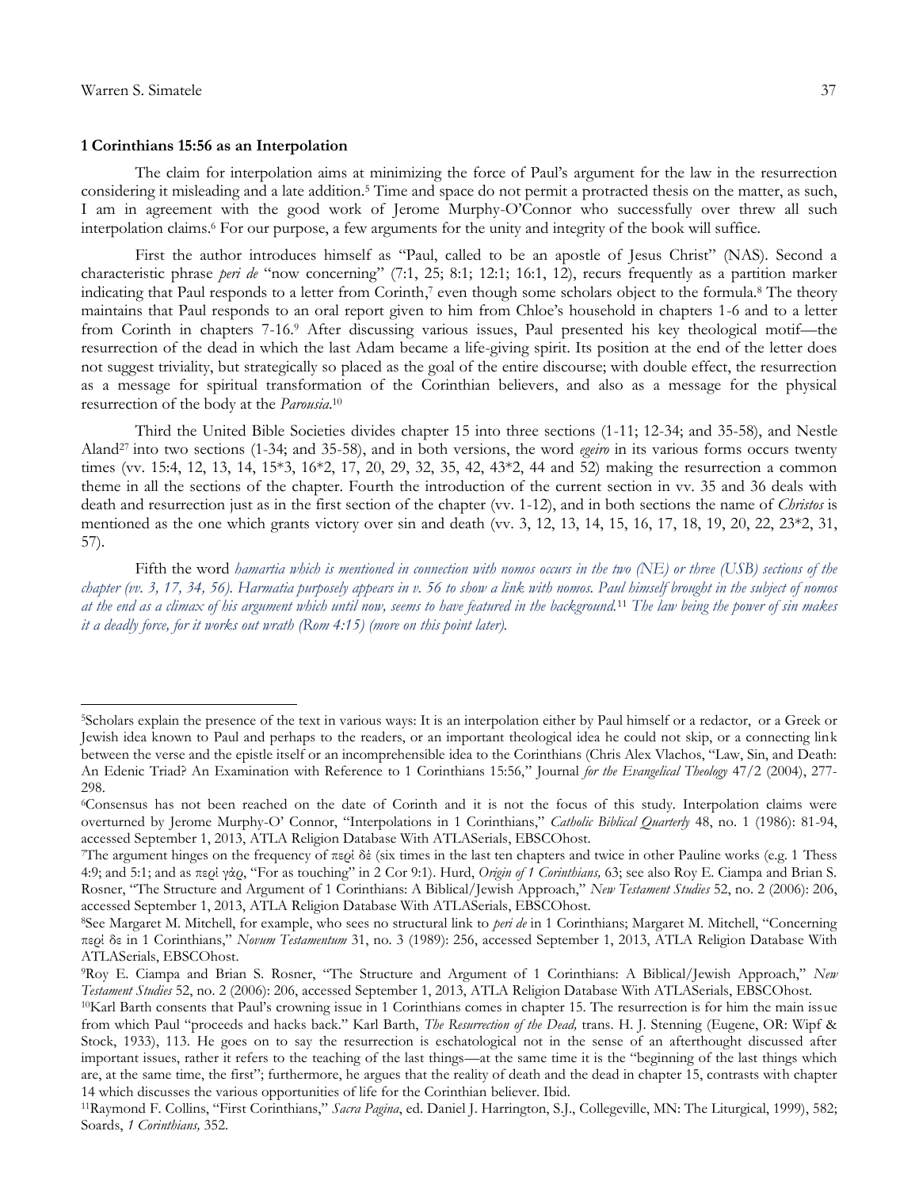### 1 Corinthians 15:56 as an Interpolation

The claim for interpolation aims at minimizing the force of Paul's argument for the law in the resurrection considering it misleading and a late addition.[5] Time and space do not permit a protracted thesis on the matter, as such, I am in agreement with the good work of Jerome Murphy-O'Connor who successfully over threw all such interpolation claims.[6] For our purpose, a few arguments for the unity and integrity of the book will suffice.

First the author introduces himself as "Paul, called to be an apostle of Jesus Christ" (NAS). Second a characteristic phrase *peri de* "now concerning" (7:1, 25; 8:1; 12:1; 16:1, 12), recurs frequently as a partition marker indicating that Paul responds to a letter from Corinth,[7] even though some scholars object to the formula.[8] The theory maintains that Paul responds to an oral report given to him from Chloe's household in chapters 1-6 and to a letter from Corinth in chapters 7-16.[9] After discussing various issues, Paul presented his key theological motif—the resurrection of the dead in which the last Adam became a life-giving spirit. Its position at the end of the letter does not suggest triviality, but strategically so placed as the goal of the entire discourse; with double effect, the resurrection as a message for spiritual transformation of the Corinthian believers, and also as a message for the physical resurrection of the body at the *Parousia*.[10]

Third the United Bible Societies divides chapter 15 into three sections (1-11; 12-34; and 35-58), and Nestle Aland[27] into two sections (1-34; and 35-58), and in both versions, the word *egeiro* in its various forms occurs twenty times (vv. 15:4, 12, 13, 14, 15*3, 16*2, 17, 20, 29, 32, 35, 42, 43*2, 44 and 52) making the resurrection a common theme in all the sections of the chapter. Fourth the introduction of the current section in vv. 35 and 36 deals with death and resurrection just as in the first section of the chapter (vv. 1-12), and in both sections the name of *Christos* is mentioned as the one which grants victory over sin and death (vv. 3, 12, 13, 14, 15, 16, 17, 18, 19, 20, 22, 23*2, 31, 57).

Fifth the word *hamartia which is mentioned in connection with nomos occurs in the two (NE) or three (USB) sections of the chapter (vv. 3, 17, 34, 56). Harmatia purposely appears in v. 56 to show a link with nomos. Paul himself brought in the subject of nomos at the end as a climax of his argument which until now, seems to have featured in the background.*[11] *The law being the power of sin makes it a deadly force, for it works out wrath (Rom 4:15) (more on this point later).*

---

[5]Scholars explain the presence of the text in various ways: It is an interpolation either by Paul himself or a redactor, or a Greek or Jewish idea known to Paul and perhaps to the readers, or an important theological idea he could not skip, or a connecting link between the verse and the epistle itself or an incomprehensible idea to the Corinthians (Chris Alex Vlachos, "Law, Sin, and Death: An Edenic Triad? An Examination with Reference to 1 Corinthians 15:56," Journal *for the Evangelical Theology* 47/2 (2004), 277-298.

[6]Consensus has not been reached on the date of Corinth and it is not the focus of this study. Interpolation claims were overturned by Jerome Murphy-O' Connor, "Interpolations in 1 Corinthians," *Catholic Biblical Quarterly* 48, no. 1 (1986): 81-94, accessed September 1, 2013, ATLA Religion Database With ATLASerials, EBSCOhost.

[7]The argument hinges on the frequency of περὶ δὲ (six times in the last ten chapters and twice in other Pauline works (e.g. 1 Thess 4:9; and 5:1; and as περὶ γάρ, "For as touching" in 2 Cor 9:1). Hurd, *Origin of 1 Corinthians,* 63; see also Roy E. Ciampa and Brian S. Rosner, "The Structure and Argument of 1 Corinthians: A Biblical/Jewish Approach," *New Testament Studies* 52, no. 2 (2006): 206, accessed September 1, 2013, ATLA Religion Database With ATLASerials, EBSCOhost.

[8]See Margaret M. Mitchell, for example, who sees no structural link to *peri de* in 1 Corinthians; Margaret M. Mitchell, "Concerning περὶ δε in 1 Corinthians," *Novum Testamentum* 31, no. 3 (1989): 256, accessed September 1, 2013, ATLA Religion Database With ATLASerials, EBSCOhost.

[9]Roy E. Ciampa and Brian S. Rosner, "The Structure and Argument of 1 Corinthians: A Biblical/Jewish Approach," *New Testament Studies* 52, no. 2 (2006): 206, accessed September 1, 2013, ATLA Religion Database With ATLASerials, EBSCOhost.

[10]Karl Barth consents that Paul's crowning issue in 1 Corinthians comes in chapter 15. The resurrection is for him the main issue from which Paul "proceeds and hacks back." Karl Barth, *The Resurrection of the Dead,* trans. H. J. Stenning (Eugene, OR: Wipf & Stock, 1933), 113. He goes on to say the resurrection is eschatological not in the sense of an afterthought discussed after important issues, rather it refers to the teaching of the last things—at the same time it is the "beginning of the last things which are, at the same time, the first"; furthermore, he argues that the reality of death and the dead in chapter 15, contrasts with chapter 14 which discusses the various opportunities of life for the Corinthian believer. Ibid.

[11]Raymond F. Collins, "First Corinthians," *Sacra Pagina*, ed. Daniel J. Harrington, S.J., Collegeville, MN: The Liturgical, 1999), 582; Soards, *1 Corinthians,* 352.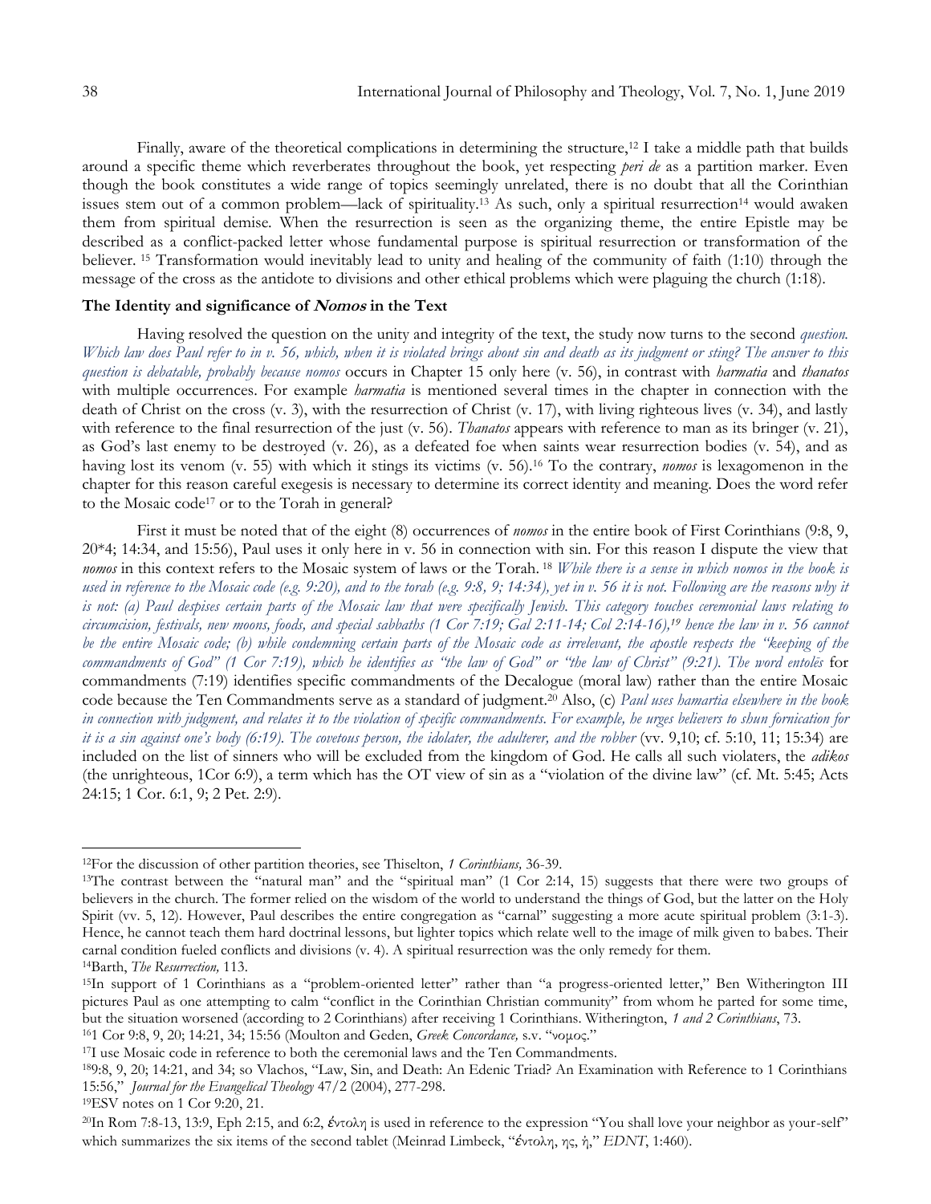Finally, aware of the theoretical complications in determining the structure,[12] I take a middle path that builds around a specific theme which reverberates throughout the book, yet respecting *peri de* as a partition marker. Even though the book constitutes a wide range of topics seemingly unrelated, there is no doubt that all the Corinthian issues stem out of a common problem—lack of spirituality.[13] As such, only a spiritual resurrection[14] would awaken them from spiritual demise. When the resurrection is seen as the organizing theme, the entire Epistle may be described as a conflict-packed letter whose fundamental purpose is spiritual resurrection or transformation of the believer. [15] Transformation would inevitably lead to unity and healing of the community of faith (1:10) through the message of the cross as the antidote to divisions and other ethical problems which were plaguing the church (1:18).

**The Identity and significance of *Nomos* in the Text**

Having resolved the question on the unity and integrity of the text, the study now turns to the second *question. Which law does Paul refer to in v. 56, which, when it is violated brings about sin and death as its judgment or sting? The answer to this question is debatable, probably because nomos* occurs in Chapter 15 only here (v. 56), in contrast with *harmatia* and *thanatos* with multiple occurrences. For example *harmatia* is mentioned several times in the chapter in connection with the death of Christ on the cross (v. 3), with the resurrection of Christ (v. 17), with living righteous lives (v. 34), and lastly with reference to the final resurrection of the just (v. 56). *Thanatos* appears with reference to man as its bringer (v. 21), as God's last enemy to be destroyed (v. 26), as a defeated foe when saints wear resurrection bodies (v. 54), and as having lost its venom (v. 55) with which it stings its victims (v. 56).[16] To the contrary, *nomos* is lexagomenon in the chapter for this reason careful exegesis is necessary to determine its correct identity and meaning. Does the word refer to the Mosaic code[17] or to the Torah in general?

First it must be noted that of the eight (8) occurrences of *nomos* in the entire book of First Corinthians (9:8, 9, 20*4; 14:34, and 15:56), Paul uses it only here in v. 56 in connection with sin. For this reason I dispute the view that *nomos* in this context refers to the Mosaic system of laws or the Torah. [18] *While there is a sense in which nomos in the book is used in reference to the Mosaic code (e.g. 9:20), and to the torah (e.g. 9:8, 9; 14:34), yet in v. 56 it is not. Following are the reasons why it is not: (a) Paul despises certain parts of the Mosaic law that were specifically Jewish. This category touches ceremonial laws relating to circumcision, festivals, new moons, foods, and special sabbaths (1 Cor 7:19; Gal 2:11-14; Col 2:14-16),[19] hence the law in v. 56 cannot be the entire Mosaic code; (b) while condemning certain parts of the Mosaic code as irrelevant, the apostle respects the "keeping of the commandments of God" (1 Cor 7:19), which he identifies as "the law of God" or "the law of Christ" (9:21). The word entolēs* for commandments (7:19) identifies specific commandments of the Decalogue (moral law) rather than the entire Mosaic code because the Ten Commandments serve as a standard of judgment.[20] Also, (c) *Paul uses hamartia elsewhere in the book in connection with judgment, and relates it to the violation of specific commandments. For example, he urges believers to shun fornication for it is a sin against one's body (6:19). The covetous person, the idolater, the adulterer, and the robber* (vv. 9,10; cf. 5:10, 11; 15:34) are included on the list of sinners who will be excluded from the kingdom of God. He calls all such violaters, the *adikos* (the unrighteous, 1Cor 6:9), a term which has the OT view of sin as a "violation of the divine law" (cf. Mt. 5:45; Acts 24:15; 1 Cor. 6:1, 9; 2 Pet. 2:9).

---

[12]For the discussion of other partition theories, see Thiselton, *1 Corinthians,* 36-39.

[13]The contrast between the "natural man" and the "spiritual man" (1 Cor 2:14, 15) suggests that there were two groups of believers in the church. The former relied on the wisdom of the world to understand the things of God, but the latter on the Holy Spirit (vv. 5, 12). However, Paul describes the entire congregation as "carnal" suggesting a more acute spiritual problem (3:1-3). Hence, he cannot teach them hard doctrinal lessons, but lighter topics which relate well to the image of milk given to babes. Their carnal condition fueled conflicts and divisions (v. 4). A spiritual resurrection was the only remedy for them.

[14]Barth, *The Resurrection,* 113.

[15]In support of 1 Corinthians as a "problem-oriented letter" rather than "a progress-oriented letter," Ben Witherington III pictures Paul as one attempting to calm "conflict in the Corinthian Christian community" from whom he parted for some time, but the situation worsened (according to 2 Corinthians) after receiving 1 Corinthians. Witherington, *1 and 2 Corinthians*, 73.

[16]1 Cor 9:8, 9, 20; 14:21, 34; 15:56 (Moulton and Geden, *Greek Concordance,* s.v. "νομος."

[17]I use Mosaic code in reference to both the ceremonial laws and the Ten Commandments.

[18]9:8, 9, 20; 14:21, and 34; so Vlachos, "Law, Sin, and Death: An Edenic Triad? An Examination with Reference to 1 Corinthians 15:56," *Journal for the Evangelical Theology* 47/2 (2004), 277-298.

[19]ESV notes on 1 Cor 9:20, 21.

[20]In Rom 7:8-13, 13:9, Eph 2:15, and 6:2, ἐντολη is used in reference to the expression "You shall love your neighbor as your-self" which summarizes the six items of the second tablet (Meinrad Limbeck, "ἐντολη, ης, ἡ," *EDNT*, 1:460).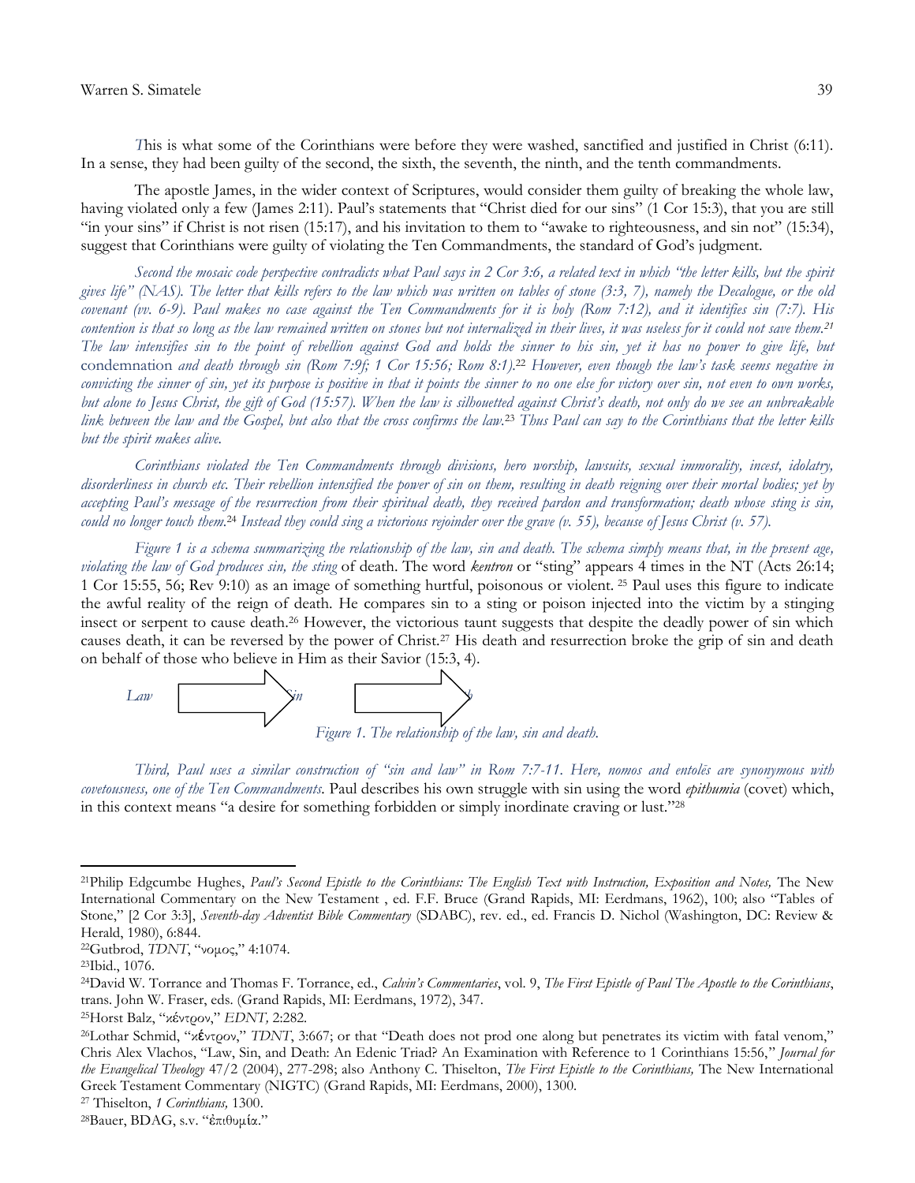*T*his is what some of the Corinthians were before they were washed, sanctified and justified in Christ (6:11). In a sense, they had been guilty of the second, the sixth, the seventh, the ninth, and the tenth commandments.

The apostle James, in the wider context of Scriptures, would consider them guilty of breaking the whole law, having violated only a few (James 2:11). Paul's statements that "Christ died for our sins" (1 Cor 15:3), that you are still "in your sins" if Christ is not risen (15:17), and his invitation to them to "awake to righteousness, and sin not" (15:34), suggest that Corinthians were guilty of violating the Ten Commandments, the standard of God's judgment.

*Second the mosaic code perspective contradicts what Paul says in 2 Cor 3:6, a related text in which "the letter kills, but the spirit gives life" (NAS). The letter that kills refers to the law which was written on tables of stone (3:3, 7), namely the Decalogue, or the old covenant (vv. 6-9). Paul makes no case against the Ten Commandments for it is holy (Rom 7:12), and it identifies sin (7:7). His contention is that so long as the law remained written on stones but not internalized in their lives, it was useless for it could not save them.*[21] *The law intensifies sin to the point of rebellion against God and holds the sinner to his sin, yet it has no power to give life, but* condemnation *and death through sin (Rom 7:9f; 1 Cor 15:56; Rom 8:1).*[22] *However, even though the law's task seems negative in convicting the sinner of sin, yet its purpose is positive in that it points the sinner to no one else for victory over sin, not even to own works, but alone to Jesus Christ, the gift of God (15:57). When the law is silhouetted against Christ's death, not only do we see an unbreakable link between the law and the Gospel, but also that the cross confirms the law.*[23] *Thus Paul can say to the Corinthians that the letter kills but the spirit makes alive.*

*Corinthians violated the Ten Commandments through divisions, hero worship, lawsuits, sexual immorality, incest, idolatry, disorderliness in church etc. Their rebellion intensified the power of sin on them, resulting in death reigning over their mortal bodies; yet by accepting Paul's message of the resurrection from their spiritual death, they received pardon and transformation; death whose sting is sin, could no longer touch them.*[24] *Instead they could sing a victorious rejoinder over the grave (v. 55), because of Jesus Christ (v. 57).*

*Figure 1 is a schema summarizing the relationship of the law, sin and death. The schema simply means that, in the present age, violating the law of God produces sin, the sting* of death. The word *kentron* or "sting" appears 4 times in the NT (Acts 26:14; 1 Cor 15:55, 56; Rev 9:10) as an image of something hurtful, poisonous or violent. [25] Paul uses this figure to indicate the awful reality of the reign of death. He compares sin to a sting or poison injected into the victim by a stinging insect or serpent to cause death.[26] However, the victorious taunt suggests that despite the deadly power of sin which causes death, it can be reversed by the power of Christ.[27] His death and resurrection broke the grip of sin and death on behalf of those who believe in Him as their Savior (15:3, 4).

*Law* → *Sin* → *Death*

*Figure 1. The relationship of the law, sin and death.*

*Third, Paul uses a similar construction of "sin and law" in Rom 7:7-11. Here, nomos and entolēs are synonymous with covetousness, one of the Ten Commandments.* Paul describes his own struggle with sin using the word *epithumia* (covet) which, in this context means "a desire for something forbidden or simply inordinate craving or lust."[28]

---

[21]Philip Edgcumbe Hughes, *Paul's Second Epistle to the Corinthians: The English Text with Instruction, Exposition and Notes,* The New International Commentary on the New Testament , ed. F.F. Bruce (Grand Rapids, MI: Eerdmans, 1962), 100; also "Tables of Stone," [2 Cor 3:3], *Seventh-day Adventist Bible Commentary* (SDABC), rev. ed., ed. Francis D. Nichol (Washington, DC: Review & Herald, 1980), 6:844.

[22]Gutbrod, *TDNT*, "νομος," 4:1074.

[23]Ibid., 1076.

[24]David W. Torrance and Thomas F. Torrance, ed., *Calvin's Commentaries*, vol. 9, *The First Epistle of Paul The Apostle to the Corinthians*, trans. John W. Fraser, eds. (Grand Rapids, MI: Eerdmans, 1972), 347.

[25]Horst Balz, "κέντρον," *EDNT,* 2:282.

[26]Lothar Schmid, "κέντρον," *TDNT*, 3:667; or that "Death does not prod one along but penetrates its victim with fatal venom," Chris Alex Vlachos, "Law, Sin, and Death: An Edenic Triad? An Examination with Reference to 1 Corinthians 15:56," *Journal for the Evangelical Theology* 47/2 (2004), 277-298; also Anthony C. Thiselton, *The First Epistle to the Corinthians,* The New International Greek Testament Commentary (NIGTC) (Grand Rapids, MI: Eerdmans, 2000), 1300.

[27] Thiselton, *1 Corinthians,* 1300.

[28]Bauer, BDAG, s.v. "ἐπιθυμία."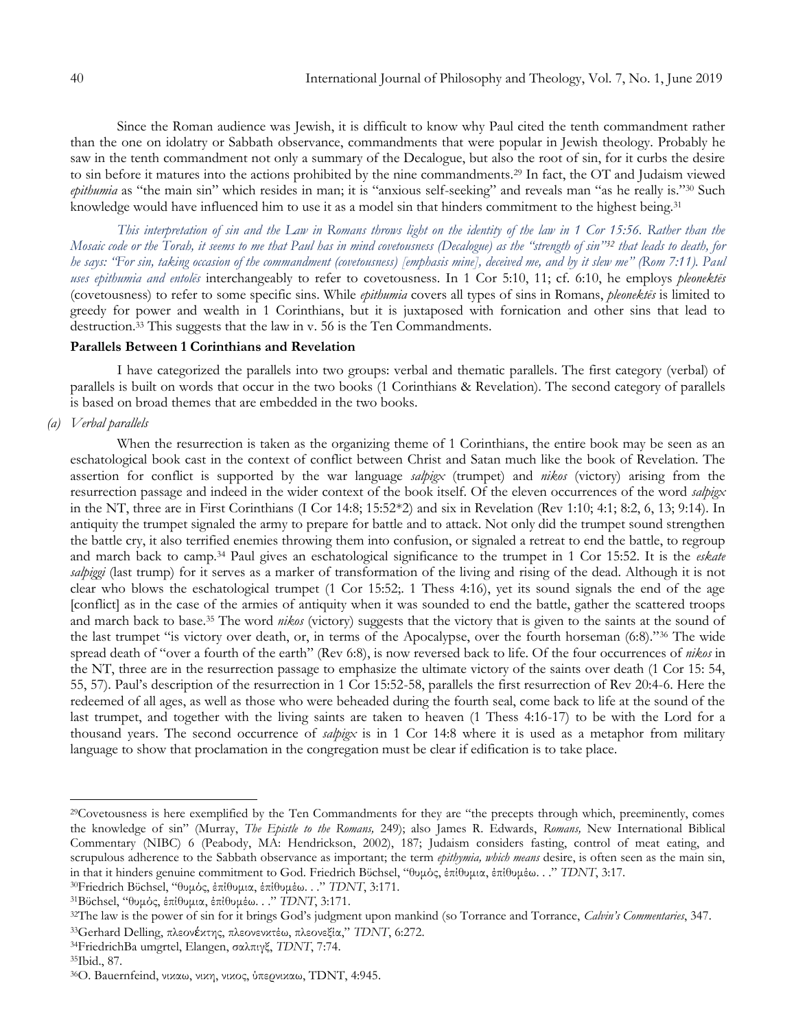Since the Roman audience was Jewish, it is difficult to know why Paul cited the tenth commandment rather than the one on idolatry or Sabbath observance, commandments that were popular in Jewish theology. Probably he saw in the tenth commandment not only a summary of the Decalogue, but also the root of sin, for it curbs the desire to sin before it matures into the actions prohibited by the nine commandments.[29] In fact, the OT and Judaism viewed *epithumia* as "the main sin" which resides in man; it is "anxious self-seeking" and reveals man "as he really is."[30] Such knowledge would have influenced him to use it as a model sin that hinders commitment to the highest being.[31]

*This interpretation of sin and the Law in Romans throws light on the identity of the law in 1 Cor 15:56. Rather than the Mosaic code or the Torah, it seems to me that Paul has in mind covetousness (Decalogue) as the "strength of sin"[32] that leads to death, for he says: "For sin, taking occasion of the commandment (covetousness) [emphasis mine], deceived me, and by it slew me" (Rom 7:11). Paul uses epithumia and entolēs* interchangeably to refer to covetousness. In 1 Cor 5:10, 11; cf. 6:10, he employs *pleonektēs* (covetousness) to refer to some specific sins. While *epithumia* covers all types of sins in Romans, *pleonektēs* is limited to greedy for power and wealth in 1 Corinthians, but it is juxtaposed with fornication and other sins that lead to destruction.[33] This suggests that the law in v. 56 is the Ten Commandments.

**Parallels Between 1 Corinthians and Revelation**

I have categorized the parallels into two groups: verbal and thematic parallels. The first category (verbal) of parallels is built on words that occur in the two books (1 Corinthians & Revelation). The second category of parallels is based on broad themes that are embedded in the two books.

*(a) Verbal parallels*

When the resurrection is taken as the organizing theme of 1 Corinthians, the entire book may be seen as an eschatological book cast in the context of conflict between Christ and Satan much like the book of Revelation. The assertion for conflict is supported by the war language *salpigx* (trumpet) and *nikos* (victory) arising from the resurrection passage and indeed in the wider context of the book itself. Of the eleven occurrences of the word *salpigx* in the NT, three are in First Corinthians (I Cor 14:8; 15:52*2) and six in Revelation (Rev 1:10; 4:1; 8:2, 6, 13; 9:14). In antiquity the trumpet signaled the army to prepare for battle and to attack. Not only did the trumpet sound strengthen the battle cry, it also terrified enemies throwing them into confusion, or signaled a retreat to end the battle, to regroup and march back to camp.[34] Paul gives an eschatological significance to the trumpet in 1 Cor 15:52. It is the *eskate salpiggi* (last trump) for it serves as a marker of transformation of the living and rising of the dead. Although it is not clear who blows the eschatological trumpet (1 Cor 15:52;. 1 Thess 4:16), yet its sound signals the end of the age [conflict] as in the case of the armies of antiquity when it was sounded to end the battle, gather the scattered troops and march back to base.[35] The word *nikos* (victory) suggests that the victory that is given to the saints at the sound of the last trumpet "is victory over death, or, in terms of the Apocalypse, over the fourth horseman (6:8)."[36] The wide spread death of "over a fourth of the earth" (Rev 6:8), is now reversed back to life. Of the four occurrences of *nikos* in the NT, three are in the resurrection passage to emphasize the ultimate victory of the saints over death (1 Cor 15: 54, 55, 57). Paul's description of the resurrection in 1 Cor 15:52-58, parallels the first resurrection of Rev 20:4-6. Here the redeemed of all ages, as well as those who were beheaded during the fourth seal, come back to life at the sound of the last trumpet, and together with the living saints are taken to heaven (1 Thess 4:16-17) to be with the Lord for a thousand years. The second occurrence of *salpigx* is in 1 Cor 14:8 where it is used as a metaphor from military language to show that proclamation in the congregation must be clear if edification is to take place.

---

[29]Covetousness is here exemplified by the Ten Commandments for they are "the precepts through which, preeminently, comes the knowledge of sin" (Murray, *The Epistle to the Romans,* 249); also James R. Edwards, *Romans,* New International Biblical Commentary (NIBC) 6 (Peabody, MA: Hendrickson, 2002), 187; Judaism considers fasting, control of meat eating, and scrupulous adherence to the Sabbath observance as important; the term *epithymia, which means* desire, is often seen as the main sin, in that it hinders genuine commitment to God. Friedrich Büchsel, "θυμός, ἐπίθυμια, ἐπίθυμέω. . ." *TDNT*, 3:17.

[30]Friedrich Büchsel, "θυμός, ἐπίθυμια, ἐπίθυμέω. . ." *TDNT*, 3:171.

[31]Büchsel, "θυμός, ἐπίθυμια, ἐπίθυμέω. . ." *TDNT*, 3:171.

[32]The law is the power of sin for it brings God's judgment upon mankind (so Torrance and Torrance, *Calvin's Commentaries*, 347.

[33]Gerhard Delling, πλεονέκτης, πλεονενκτέω, πλεονεξία," *TDNT*, 6:272.

[34]FriedrichBa umgrtel, Elangen, σαλπιγξ, *TDNT*, 7:74.

[35]Ibid., 87.

[36]O. Bauernfeind, νικαω, νικη, νικος, ὑπερνικαω, TDNT, 4:945.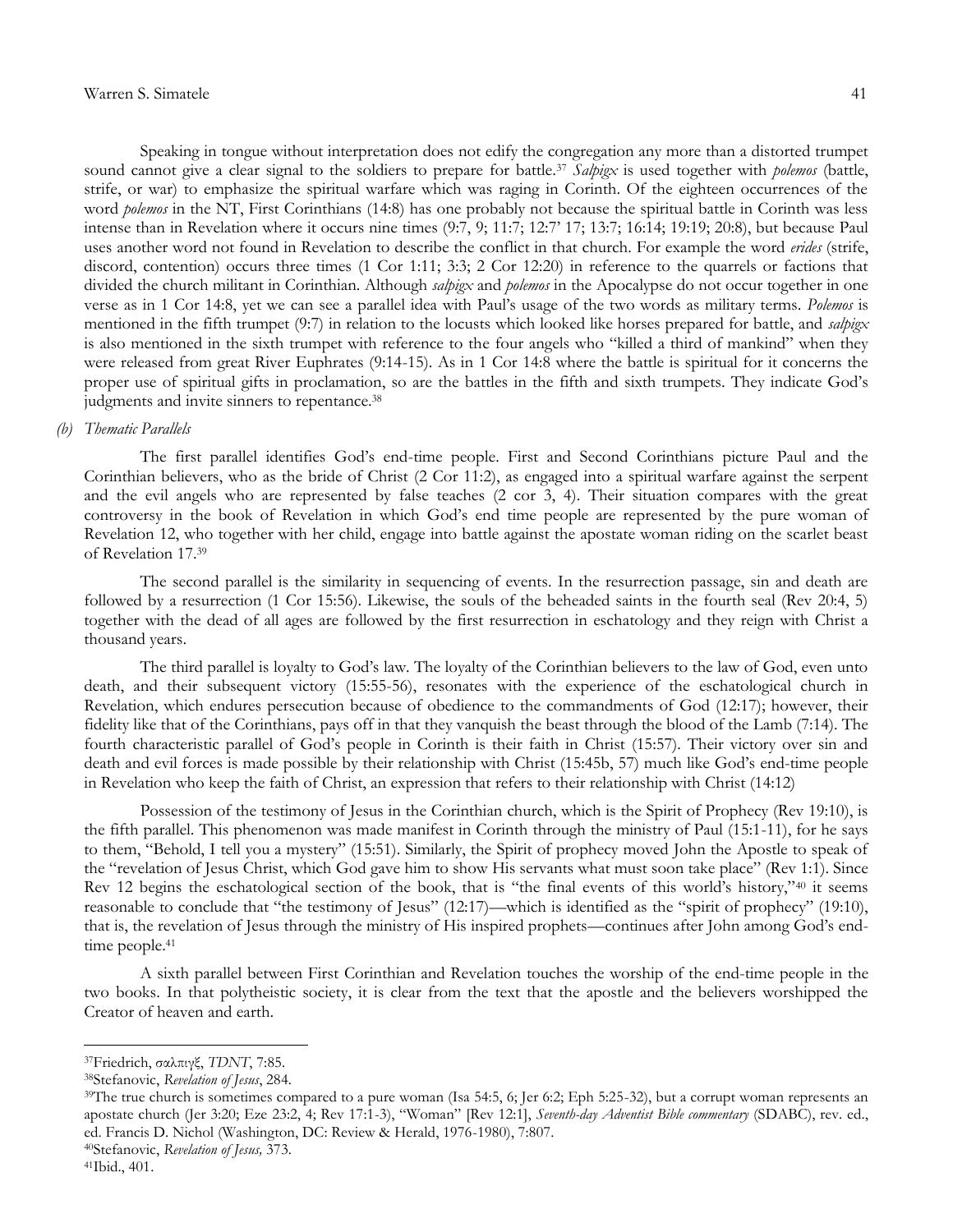Speaking in tongue without interpretation does not edify the congregation any more than a distorted trumpet sound cannot give a clear signal to the soldiers to prepare for battle.[37] *Salpigx* is used together with *polemos* (battle, strife, or war) to emphasize the spiritual warfare which was raging in Corinth. Of the eighteen occurrences of the word *polemos* in the NT, First Corinthians (14:8) has one probably not because the spiritual battle in Corinth was less intense than in Revelation where it occurs nine times (9:7, 9; 11:7; 12:7' 17; 13:7; 16:14; 19:19; 20:8), but because Paul uses another word not found in Revelation to describe the conflict in that church. For example the word *erides* (strife, discord, contention) occurs three times (1 Cor 1:11; 3:3; 2 Cor 12:20) in reference to the quarrels or factions that divided the church militant in Corinthian. Although *salpigx* and *polemos* in the Apocalypse do not occur together in one verse as in 1 Cor 14:8, yet we can see a parallel idea with Paul's usage of the two words as military terms. *Polemos* is mentioned in the fifth trumpet (9:7) in relation to the locusts which looked like horses prepared for battle, and *salpigx* is also mentioned in the sixth trumpet with reference to the four angels who "killed a third of mankind" when they were released from great River Euphrates (9:14-15). As in 1 Cor 14:8 where the battle is spiritual for it concerns the proper use of spiritual gifts in proclamation, so are the battles in the fifth and sixth trumpets. They indicate God's judgments and invite sinners to repentance.[38]

*(b) Thematic Parallels*

The first parallel identifies God's end-time people. First and Second Corinthians picture Paul and the Corinthian believers, who as the bride of Christ (2 Cor 11:2), as engaged into a spiritual warfare against the serpent and the evil angels who are represented by false teaches (2 cor 3, 4). Their situation compares with the great controversy in the book of Revelation in which God's end time people are represented by the pure woman of Revelation 12, who together with her child, engage into battle against the apostate woman riding on the scarlet beast of Revelation 17.[39]

The second parallel is the similarity in sequencing of events. In the resurrection passage, sin and death are followed by a resurrection (1 Cor 15:56). Likewise, the souls of the beheaded saints in the fourth seal (Rev 20:4, 5) together with the dead of all ages are followed by the first resurrection in eschatology and they reign with Christ a thousand years.

The third parallel is loyalty to God's law. The loyalty of the Corinthian believers to the law of God, even unto death, and their subsequent victory (15:55-56), resonates with the experience of the eschatological church in Revelation, which endures persecution because of obedience to the commandments of God (12:17); however, their fidelity like that of the Corinthians, pays off in that they vanquish the beast through the blood of the Lamb (7:14). The fourth characteristic parallel of God's people in Corinth is their faith in Christ (15:57). Their victory over sin and death and evil forces is made possible by their relationship with Christ (15:45b, 57) much like God's end-time people in Revelation who keep the faith of Christ, an expression that refers to their relationship with Christ (14:12)

Possession of the testimony of Jesus in the Corinthian church, which is the Spirit of Prophecy (Rev 19:10), is the fifth parallel. This phenomenon was made manifest in Corinth through the ministry of Paul (15:1-11), for he says to them, "Behold, I tell you a mystery" (15:51). Similarly, the Spirit of prophecy moved John the Apostle to speak of the "revelation of Jesus Christ, which God gave him to show His servants what must soon take place" (Rev 1:1). Since Rev 12 begins the eschatological section of the book, that is "the final events of this world's history,"[40] it seems reasonable to conclude that "the testimony of Jesus" (12:17)—which is identified as the "spirit of prophecy" (19:10), that is, the revelation of Jesus through the ministry of His inspired prophets—continues after John among God's end-time people.[41]

A sixth parallel between First Corinthian and Revelation touches the worship of the end-time people in the two books. In that polytheistic society, it is clear from the text that the apostle and the believers worshipped the Creator of heaven and earth.

---

[37]Friedrich, σαλπιγξ, *TDNT*, 7:85.

[38]Stefanovic, *Revelation of Jesus*, 284.

[39]The true church is sometimes compared to a pure woman (Isa 54:5, 6; Jer 6:2; Eph 5:25-32), but a corrupt woman represents an apostate church (Jer 3:20; Eze 23:2, 4; Rev 17:1-3), "Woman" [Rev 12:1], *Seventh-day Adventist Bible commentary* (SDABC), rev. ed., ed. Francis D. Nichol (Washington, DC: Review & Herald, 1976-1980), 7:807.

[40]Stefanovic, *Revelation of Jesus,* 373.

[41]Ibid., 401.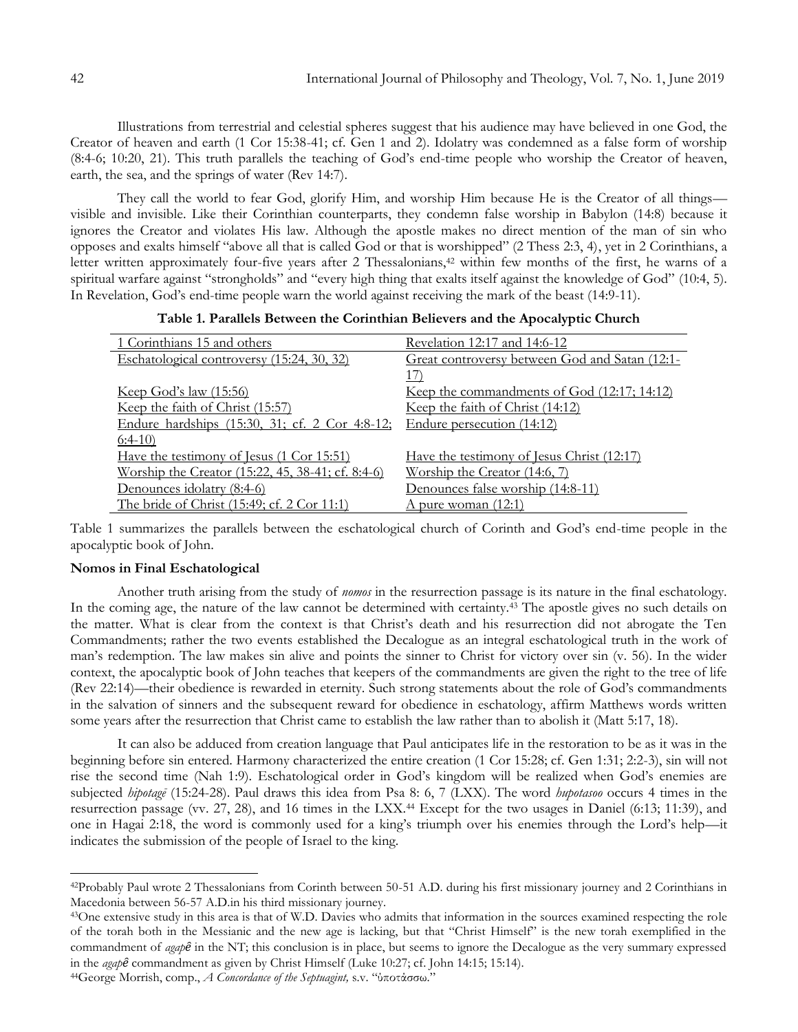Illustrations from terrestrial and celestial spheres suggest that his audience may have believed in one God, the Creator of heaven and earth (1 Cor 15:38-41; cf. Gen 1 and 2). Idolatry was condemned as a false form of worship (8:4-6; 10:20, 21). This truth parallels the teaching of God's end-time people who worship the Creator of heaven, earth, the sea, and the springs of water (Rev 14:7).

They call the world to fear God, glorify Him, and worship Him because He is the Creator of all things—visible and invisible. Like their Corinthian counterparts, they condemn false worship in Babylon (14:8) because it ignores the Creator and violates His law. Although the apostle makes no direct mention of the man of sin who opposes and exalts himself "above all that is called God or that is worshipped" (2 Thess 2:3, 4), yet in 2 Corinthians, a letter written approximately four-five years after 2 Thessalonians,[42] within few months of the first, he warns of a spiritual warfare against "strongholds" and "every high thing that exalts itself against the knowledge of God" (10:4, 5). In Revelation, God's end-time people warn the world against receiving the mark of the beast (14:9-11).

**Table 1. Parallels Between the Corinthian Believers and the Apocalyptic Church**

| 1 Corinthians 15 and others | Revelation 12:17 and 14:6-12 |
|---|---|
| Eschatological controversy (15:24, 30, 32) | Great controversy between God and Satan (12:1-17) |
| Keep God's law (15:56) | Keep the commandments of God (12:17; 14:12) |
| Keep the faith of Christ (15:57) | Keep the faith of Christ (14:12) |
| Endure hardships (15:30, 31; cf. 2 Cor 4:8-12; 6:4-10) | Endure persecution (14:12) |
| Have the testimony of Jesus (1 Cor 15:51) | Have the testimony of Jesus Christ (12:17) |
| Worship the Creator (15:22, 45, 38-41; cf. 8:4-6) | Worship the Creator (14:6, 7) |
| Denounces idolatry (8:4-6) | Denounces false worship (14:8-11) |
| The bride of Christ (15:49; cf. 2 Cor 11:1) | A pure woman (12:1) |

Table 1 summarizes the parallels between the eschatological church of Corinth and God's end-time people in the apocalyptic book of John.

**Nomos in Final Eschatological**

Another truth arising from the study of *nomos* in the resurrection passage is its nature in the final eschatology. In the coming age, the nature of the law cannot be determined with certainty.[43] The apostle gives no such details on the matter. What is clear from the context is that Christ's death and his resurrection did not abrogate the Ten Commandments; rather the two events established the Decalogue as an integral eschatological truth in the work of man's redemption. The law makes sin alive and points the sinner to Christ for victory over sin (v. 56). In the wider context, the apocalyptic book of John teaches that keepers of the commandments are given the right to the tree of life (Rev 22:14)—their obedience is rewarded in eternity. Such strong statements about the role of God's commandments in the salvation of sinners and the subsequent reward for obedience in eschatology, affirm Matthews words written some years after the resurrection that Christ came to establish the law rather than to abolish it (Matt 5:17, 18).

It can also be adduced from creation language that Paul anticipates life in the restoration to be as it was in the beginning before sin entered. Harmony characterized the entire creation (1 Cor 15:28; cf. Gen 1:31; 2:2-3), sin will not rise the second time (Nah 1:9). Eschatological order in God's kingdom will be realized when God's enemies are subjected *hipotagē* (15:24-28). Paul draws this idea from Psa 8: 6, 7 (LXX). The word *hupotasoo* occurs 4 times in the resurrection passage (vv. 27, 28), and 16 times in the LXX.[44] Except for the two usages in Daniel (6:13; 11:39), and one in Hagai 2:18, the word is commonly used for a king's triumph over his enemies through the Lord's help—it indicates the submission of the people of Israel to the king.

---

[42]Probably Paul wrote 2 Thessalonians from Corinth between 50-51 A.D. during his first missionary journey and 2 Corinthians in Macedonia between 56-57 A.D.in his third missionary journey.

[43]One extensive study in this area is that of W.D. Davies who admits that information in the sources examined respecting the role of the torah both in the Messianic and the new age is lacking, but that "Christ Himself" is the new torah exemplified in the commandment of *agapê* in the NT; this conclusion is in place, but seems to ignore the Decalogue as the very summary expressed in the *agapê* commandment as given by Christ Himself (Luke 10:27; cf. John 14:15; 15:14).

[44]George Morrish, comp., *A Concordance of the Septuagint,* s.v. "ὑποτάσσω."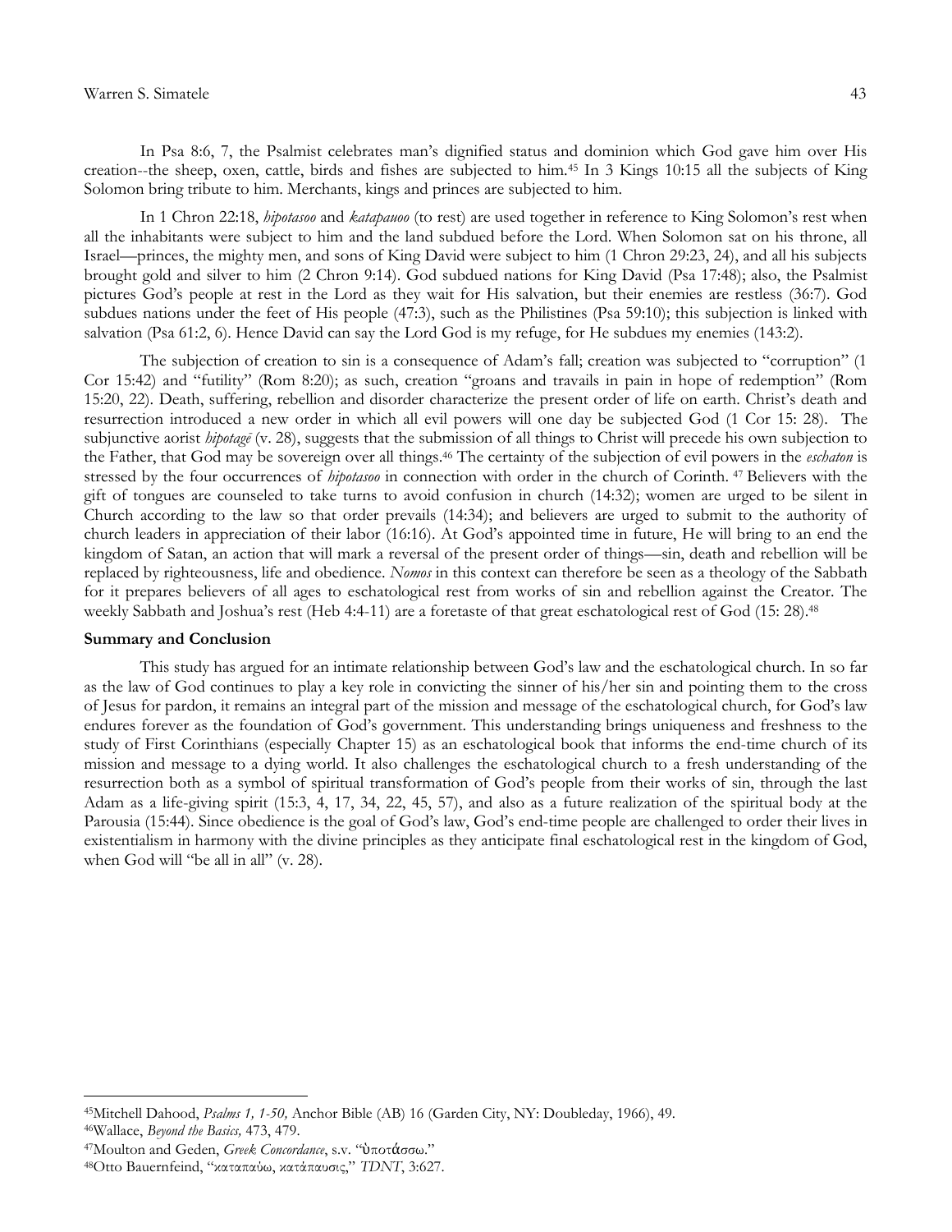In Psa 8:6, 7, the Psalmist celebrates man's dignified status and dominion which God gave him over His creation--the sheep, oxen, cattle, birds and fishes are subjected to him.[45] In 3 Kings 10:15 all the subjects of King Solomon bring tribute to him. Merchants, kings and princes are subjected to him.

In 1 Chron 22:18, *hipotasoo* and *katapauoo* (to rest) are used together in reference to King Solomon's rest when all the inhabitants were subject to him and the land subdued before the Lord. When Solomon sat on his throne, all Israel—princes, the mighty men, and sons of King David were subject to him (1 Chron 29:23, 24), and all his subjects brought gold and silver to him (2 Chron 9:14). God subdued nations for King David (Psa 17:48); also, the Psalmist pictures God's people at rest in the Lord as they wait for His salvation, but their enemies are restless (36:7). God subdues nations under the feet of His people (47:3), such as the Philistines (Psa 59:10); this subjection is linked with salvation (Psa 61:2, 6). Hence David can say the Lord God is my refuge, for He subdues my enemies (143:2).

The subjection of creation to sin is a consequence of Adam's fall; creation was subjected to "corruption" (1 Cor 15:42) and "futility" (Rom 8:20); as such, creation "groans and travails in pain in hope of redemption" (Rom 15:20, 22). Death, suffering, rebellion and disorder characterize the present order of life on earth. Christ's death and resurrection introduced a new order in which all evil powers will one day be subjected God (1 Cor 15: 28). The subjunctive aorist *hipotagē* (v. 28), suggests that the submission of all things to Christ will precede his own subjection to the Father, that God may be sovereign over all things.[46] The certainty of the subjection of evil powers in the *eschaton* is stressed by the four occurrences of *hipotasoo* in connection with order in the church of Corinth.[47] Believers with the gift of tongues are counseled to take turns to avoid confusion in church (14:32); women are urged to be silent in Church according to the law so that order prevails (14:34); and believers are urged to submit to the authority of church leaders in appreciation of their labor (16:16). At God's appointed time in future, He will bring to an end the kingdom of Satan, an action that will mark a reversal of the present order of things—sin, death and rebellion will be replaced by righteousness, life and obedience. *Nomos* in this context can therefore be seen as a theology of the Sabbath for it prepares believers of all ages to eschatological rest from works of sin and rebellion against the Creator. The weekly Sabbath and Joshua's rest (Heb 4:4-11) are a foretaste of that great eschatological rest of God (15: 28).[48]

**Summary and Conclusion**

This study has argued for an intimate relationship between God's law and the eschatological church. In so far as the law of God continues to play a key role in convicting the sinner of his/her sin and pointing them to the cross of Jesus for pardon, it remains an integral part of the mission and message of the eschatological church, for God's law endures forever as the foundation of God's government. This understanding brings uniqueness and freshness to the study of First Corinthians (especially Chapter 15) as an eschatological book that informs the end-time church of its mission and message to a dying world. It also challenges the eschatological church to a fresh understanding of the resurrection both as a symbol of spiritual transformation of God's people from their works of sin, through the last Adam as a life-giving spirit (15:3, 4, 17, 34, 22, 45, 57), and also as a future realization of the spiritual body at the Parousia (15:44). Since obedience is the goal of God's law, God's end-time people are challenged to order their lives in existentialism in harmony with the divine principles as they anticipate final eschatological rest in the kingdom of God, when God will "be all in all" (v. 28).

---

[45] Mitchell Dahood, *Psalms 1, 1-50,* Anchor Bible (AB) 16 (Garden City, NY: Doubleday, 1966), 49.

[46] Wallace, *Beyond the Basics,* 473, 479.

[47] Moulton and Geden, *Greek Concordance*, s.v. "ὑποτάσσω."

[48] Otto Bauernfeind, "καταπαύω, κατάπαυσις," *TDNT*, 3:627.